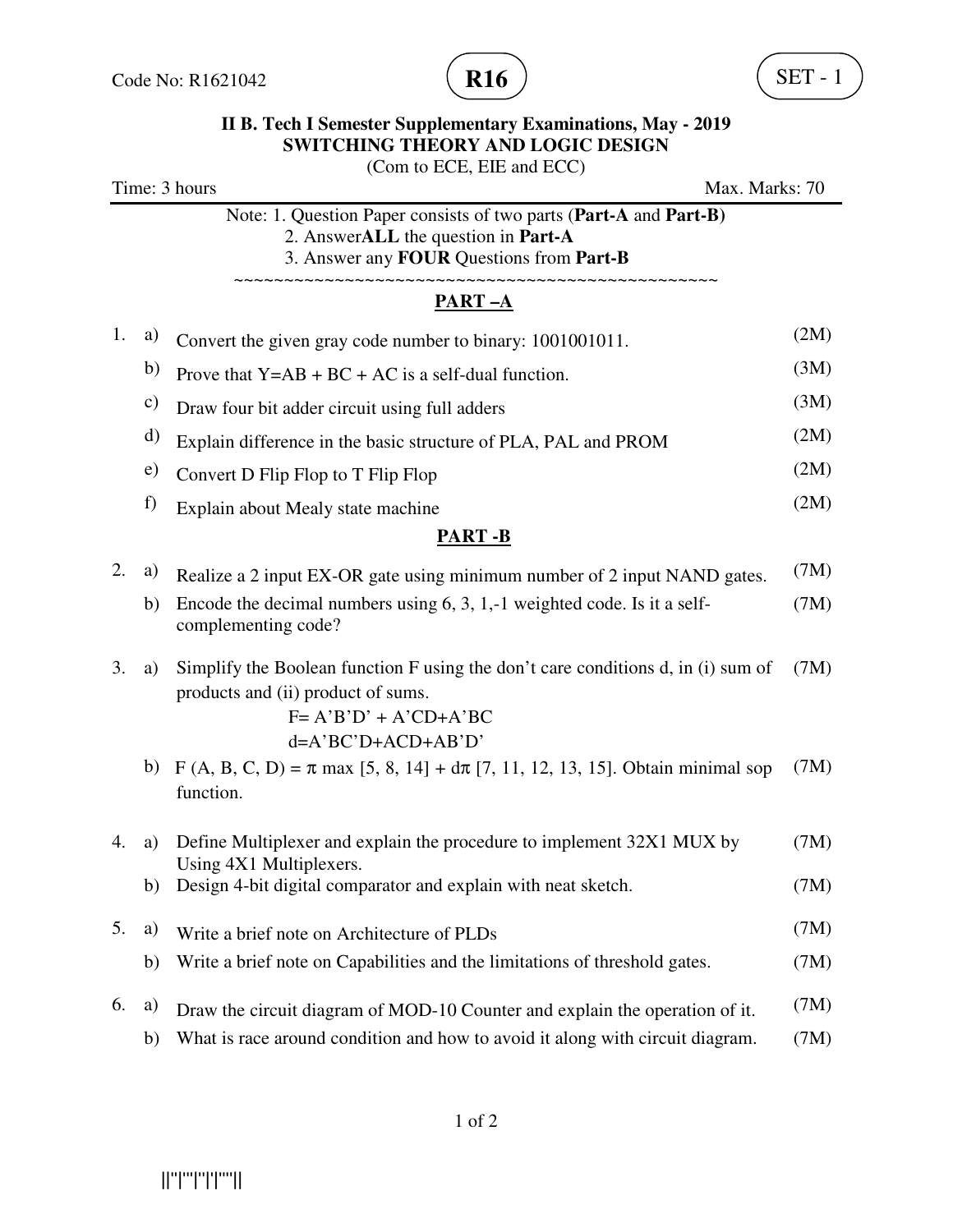Code No: R1621042 **R16** SET - 1

**II B. Tech I Semester Supplementary Examinations, May - 2019**
**SWITCHING THEORY AND LOGIC DESIGN**
(Com to ECE, EIE and ECC)

Time: 3 hours Max. Marks: 70

Note: 1. Question Paper consists of two parts (**Part-A** and **Part-B)**
2. Answer**ALL** the question in **Part-A**
3. Answer any **FOUR** Questions from **Part-B**

~~~~~~~~~~~~~~~~~~~~~~~~~~~~~~~~~~~~~~~~~~~~~~~~~~~~~

## PART –A

1. a) Convert the given gray code number to binary: 1001001011. (2M)
   b) Prove that Y=AB + BC + AC is a self-dual function. (3M)
   c) Draw four bit adder circuit using full adders (3M)
   d) Explain difference in the basic structure of PLA, PAL and PROM (2M)
   e) Convert D Flip Flop to T Flip Flop (2M)
   f) Explain about Mealy state machine (2M)

## PART -B

2. a) Realize a 2 input EX-OR gate using minimum number of 2 input NAND gates. (7M)
   b) Encode the decimal numbers using 6, 3, 1,-1 weighted code. Is it a self-complementing code? (7M)

3. a) Simplify the Boolean function F using the don't care conditions d, in (i) sum of products and (ii) product of sums. (7M)

   F= A'B'D' + A'CD+A'BC

   d=A'BC'D+ACD+AB'D'

   b) F (A, B, C, D) = $\pi$ max [5, 8, 14] + d$\pi$ [7, 11, 12, 13, 15]. Obtain minimal sop function. (7M)

4. a) Define Multiplexer and explain the procedure to implement 32X1 MUX by Using 4X1 Multiplexers. (7M)
   b) Design 4-bit digital comparator and explain with neat sketch. (7M)

5. a) Write a brief note on Architecture of PLDs (7M)
   b) Write a brief note on Capabilities and the limitations of threshold gates. (7M)

6. a) Draw the circuit diagram of MOD-10 Counter and explain the operation of it. (7M)
   b) What is race around condition and how to avoid it along with circuit diagram. (7M)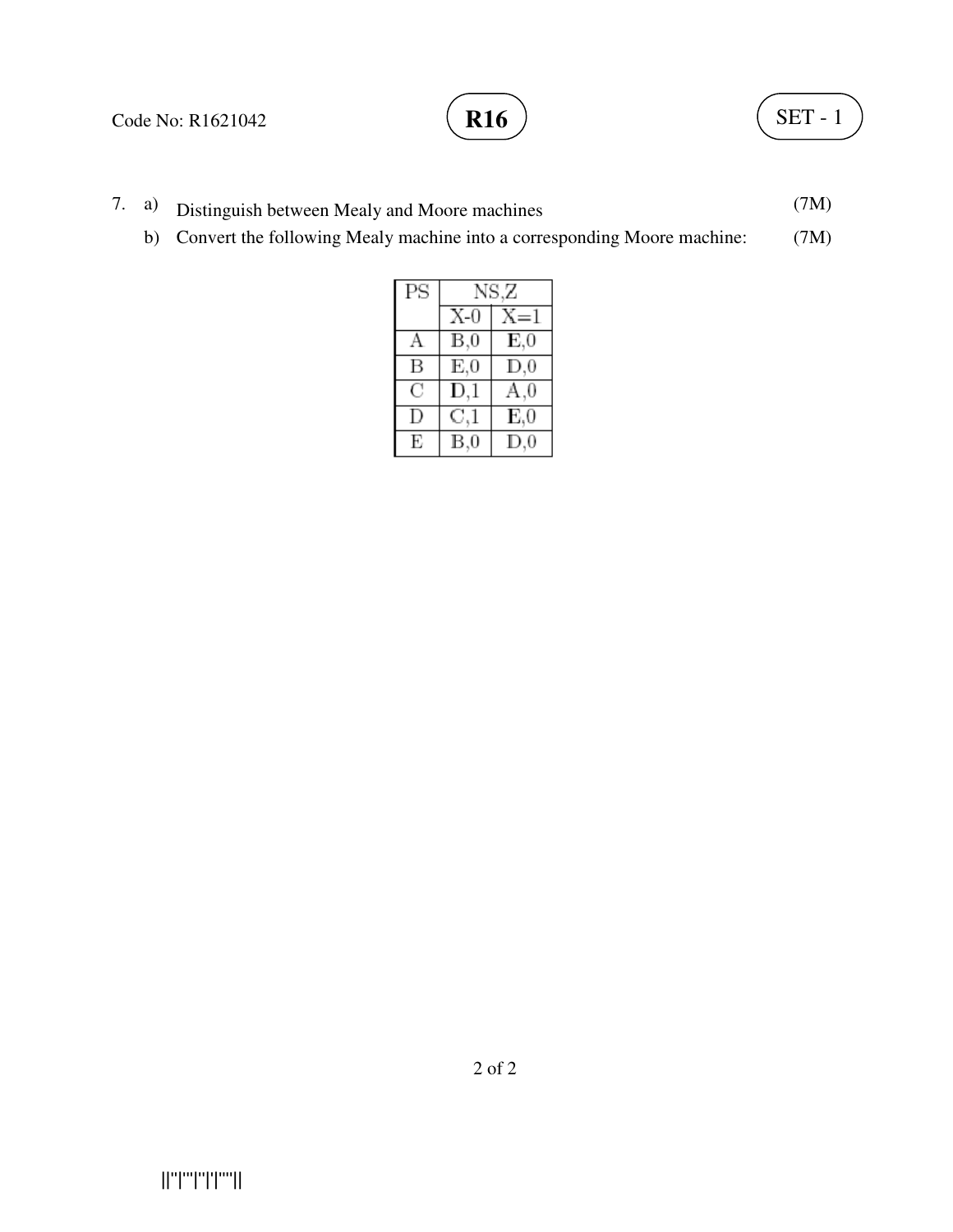7. a) Distinguish between Mealy and Moore machines (7M)

   b) Convert the following Mealy machine into a corresponding Moore machine: (7M)

| PS | NS,Z | |
|---|---|---|
| | X-0 | X=1 |
| A | B,0 | E,0 |
| B | E,0 | D,0 |
| C | D,1 | A,0 |
| D | C,1 | E,0 |
| E | B,0 | D,0 |

||''|'''|''|'|''''||